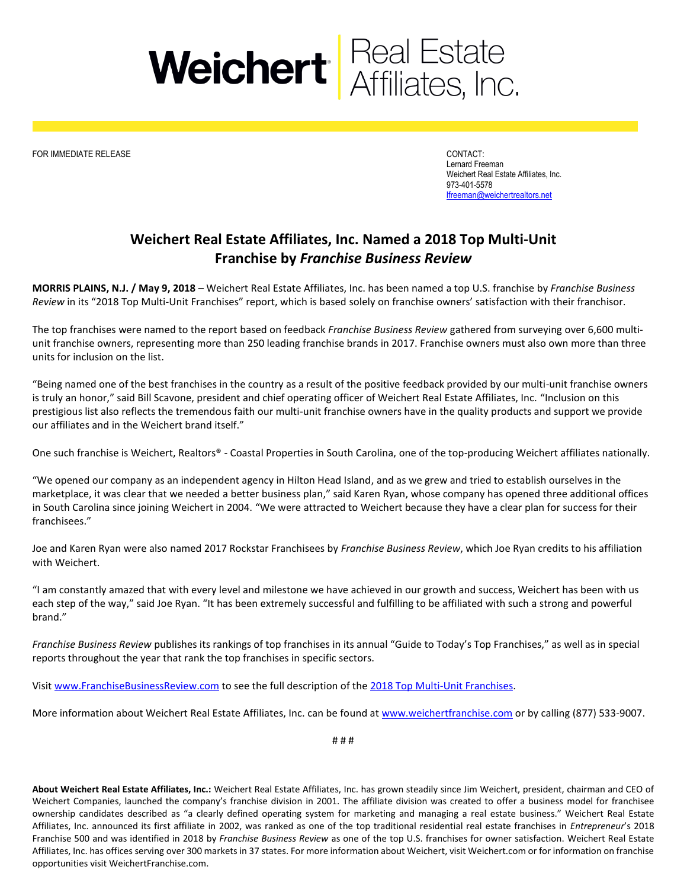Weichert Real Estate Affiliates, Inc.

FOR IMMEDIATE RELEASE

CONTACT:
Lernard Freeman
Weichert Real Estate Affiliates, Inc.
973-401-5578
lfreeman@weichertrealtors.net

# Weichert Real Estate Affiliates, Inc. Named a 2018 Top Multi-Unit Franchise by *Franchise Business Review*

**MORRIS PLAINS, N.J. / May 9, 2018** – Weichert Real Estate Affiliates, Inc. has been named a top U.S. franchise by *Franchise Business Review* in its "2018 Top Multi-Unit Franchises" report, which is based solely on franchise owners' satisfaction with their franchisor.

The top franchises were named to the report based on feedback *Franchise Business Review* gathered from surveying over 6,600 multi-unit franchise owners, representing more than 250 leading franchise brands in 2017. Franchise owners must also own more than three units for inclusion on the list.

"Being named one of the best franchises in the country as a result of the positive feedback provided by our multi-unit franchise owners is truly an honor," said Bill Scavone, president and chief operating officer of Weichert Real Estate Affiliates, Inc. "Inclusion on this prestigious list also reflects the tremendous faith our multi-unit franchise owners have in the quality products and support we provide our affiliates and in the Weichert brand itself."

One such franchise is Weichert, Realtors® - Coastal Properties in South Carolina, one of the top-producing Weichert affiliates nationally.

"We opened our company as an independent agency in Hilton Head Island, and as we grew and tried to establish ourselves in the marketplace, it was clear that we needed a better business plan," said Karen Ryan, whose company has opened three additional offices in South Carolina since joining Weichert in 2004. "We were attracted to Weichert because they have a clear plan for success for their franchisees."

Joe and Karen Ryan were also named 2017 Rockstar Franchisees by *Franchise Business Review*, which Joe Ryan credits to his affiliation with Weichert.

"I am constantly amazed that with every level and milestone we have achieved in our growth and success, Weichert has been with us each step of the way," said Joe Ryan. "It has been extremely successful and fulfilling to be affiliated with such a strong and powerful brand."

*Franchise Business Review* publishes its rankings of top franchises in its annual "Guide to Today's Top Franchises," as well as in special reports throughout the year that rank the top franchises in specific sectors.

Visit [www.FranchiseBusinessReview.com](www.FranchiseBusinessReview.com) to see the full description of the [2018 Top Multi-Unit Franchises](2018 Top Multi-Unit Franchises).

More information about Weichert Real Estate Affiliates, Inc. can be found at [www.weichertfranchise.com](www.weichertfranchise.com) or by calling (877) 533-9007.

# # #

**About Weichert Real Estate Affiliates, Inc.:** Weichert Real Estate Affiliates, Inc. has grown steadily since Jim Weichert, president, chairman and CEO of Weichert Companies, launched the company's franchise division in 2001. The affiliate division was created to offer a business model for franchisee ownership candidates described as "a clearly defined operating system for marketing and managing a real estate business." Weichert Real Estate Affiliates, Inc. announced its first affiliate in 2002, was ranked as one of the top traditional residential real estate franchises in *Entrepreneur*'s 2018 Franchise 500 and was identified in 2018 by *Franchise Business Review* as one of the top U.S. franchises for owner satisfaction. Weichert Real Estate Affiliates, Inc. has offices serving over 300 markets in 37 states. For more information about Weichert, visit Weichert.com or for information on franchise opportunities visit WeichertFranchise.com.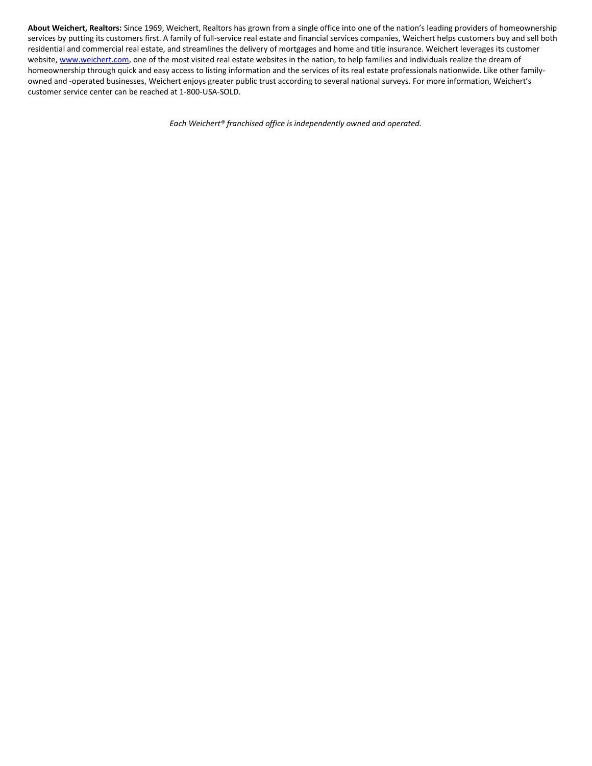**About Weichert, Realtors:** Since 1969, Weichert, Realtors has grown from a single office into one of the nation's leading providers of homeownership services by putting its customers first. A family of full-service real estate and financial services companies, Weichert helps customers buy and sell both residential and commercial real estate, and streamlines the delivery of mortgages and home and title insurance. Weichert leverages its customer website, [www.weichert.com](http://www.weichert.com), one of the most visited real estate websites in the nation, to help families and individuals realize the dream of homeownership through quick and easy access to listing information and the services of its real estate professionals nationwide. Like other family-owned and -operated businesses, Weichert enjoys greater public trust according to several national surveys. For more information, Weichert's customer service center can be reached at 1-800-USA-SOLD.

*Each Weichert® franchised office is independently owned and operated.*